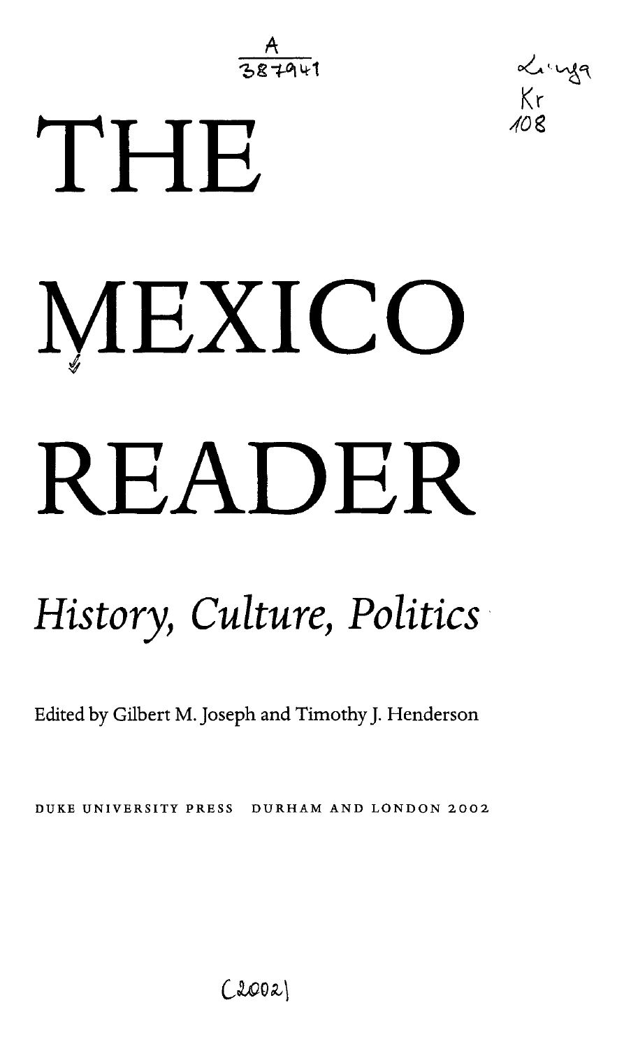# THE MEXICO READER

## *History, Culture, Politics*

Edited by Gilbert M. Joseph and Timothy J. Henderson

DUKE UNIVERSITY PRESS DURHAM AND LONDON 2002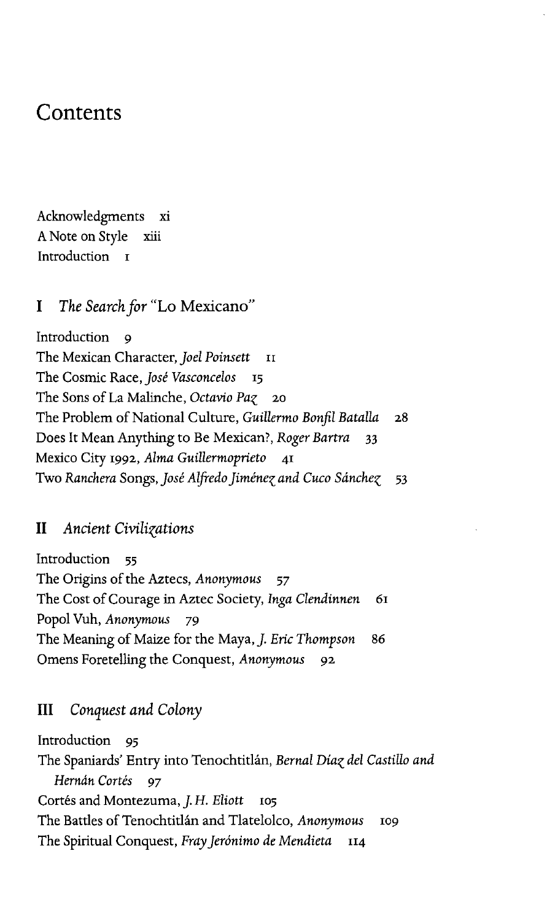# Contents

Acknowledgments xi
A Note on Style xiii
Introduction 1

## I *The Search for* "Lo Mexicano"

Introduction 9
The Mexican Character, *Joel Poinsett* 11
The Cosmic Race, *José Vasconcelos* 15
The Sons of La Malinche, *Octavio Paz* 20
The Problem of National Culture, *Guillermo Bonfil Batalla* 28
Does It Mean Anything to Be Mexican?, *Roger Bartra* 33
Mexico City 1992, *Alma Guillermoprieto* 41
Two *Ranchera* Songs, *José Alfredo Jiménez and Cuco Sánchez* 53

## II *Ancient Civilizations*

Introduction 55
The Origins of the Aztecs, *Anonymous* 57
The Cost of Courage in Aztec Society, *Inga Clendinnen* 61
Popol Vuh, *Anonymous* 79
The Meaning of Maize for the Maya, *J. Eric Thompson* 86
Omens Foretelling the Conquest, *Anonymous* 92

## III *Conquest and Colony*

Introduction 95
The Spaniards' Entry into Tenochtitlán, *Bernal Díaz del Castillo and Hernán Cortés* 97
Cortés and Montezuma, *J. H. Eliott* 105
The Battles of Tenochtitlán and Tlatelolco, *Anonymous* 109
The Spiritual Conquest, *Fray Jerónimo de Mendieta* 114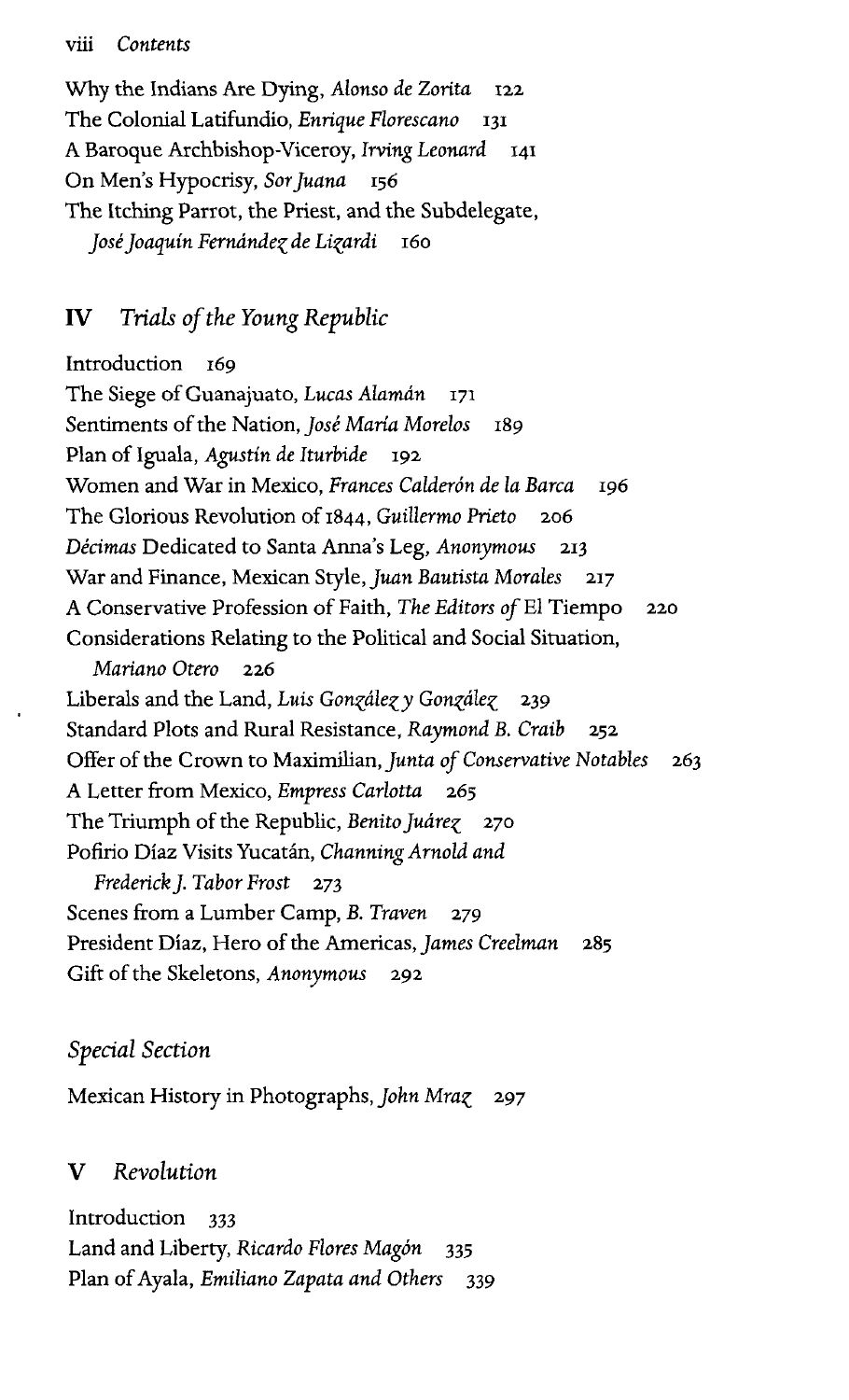Why the Indians Are Dying, *Alonso de Zorita* 122
The Colonial Latifundio, *Enrique Florescano* 131
A Baroque Archbishop-Viceroy, *Irving Leonard* 141
On Men's Hypocrisy, *Sor Juana* 156
The Itching Parrot, the Priest, and the Subdelegate, *José Joaquín Fernández de Lizardi* 160

## IV *Trials of the Young Republic*

Introduction 169
The Siege of Guanajuato, *Lucas Alamán* 171
Sentiments of the Nation, *José María Morelos* 189
Plan of Iguala, *Agustín de Iturbide* 192
Women and War in Mexico, *Frances Calderón de la Barca* 196
The Glorious Revolution of 1844, *Guillermo Prieto* 206
*Décimas* Dedicated to Santa Anna's Leg, *Anonymous* 213
War and Finance, Mexican Style, *Juan Bautista Morales* 217
A Conservative Profession of Faith, *The Editors of* El Tiempo 220
Considerations Relating to the Political and Social Situation, *Mariano Otero* 226
Liberals and the Land, *Luis González y González* 239
Standard Plots and Rural Resistance, *Raymond B. Craib* 252
Offer of the Crown to Maximilian, *Junta of Conservative Notables* 263
A Letter from Mexico, *Empress Carlotta* 265
The Triumph of the Republic, *Benito Juárez* 270
Pofirio Díaz Visits Yucatán, *Channing Arnold and Frederick J. Tabor Frost* 273
Scenes from a Lumber Camp, *B. Traven* 279
President Díaz, Hero of the Americas, *James Creelman* 285
Gift of the Skeletons, *Anonymous* 292

## *Special Section*

Mexican History in Photographs, *John Mraz* 297

## V *Revolution*

Introduction 333
Land and Liberty, *Ricardo Flores Magón* 335
Plan of Ayala, *Emiliano Zapata and Others* 339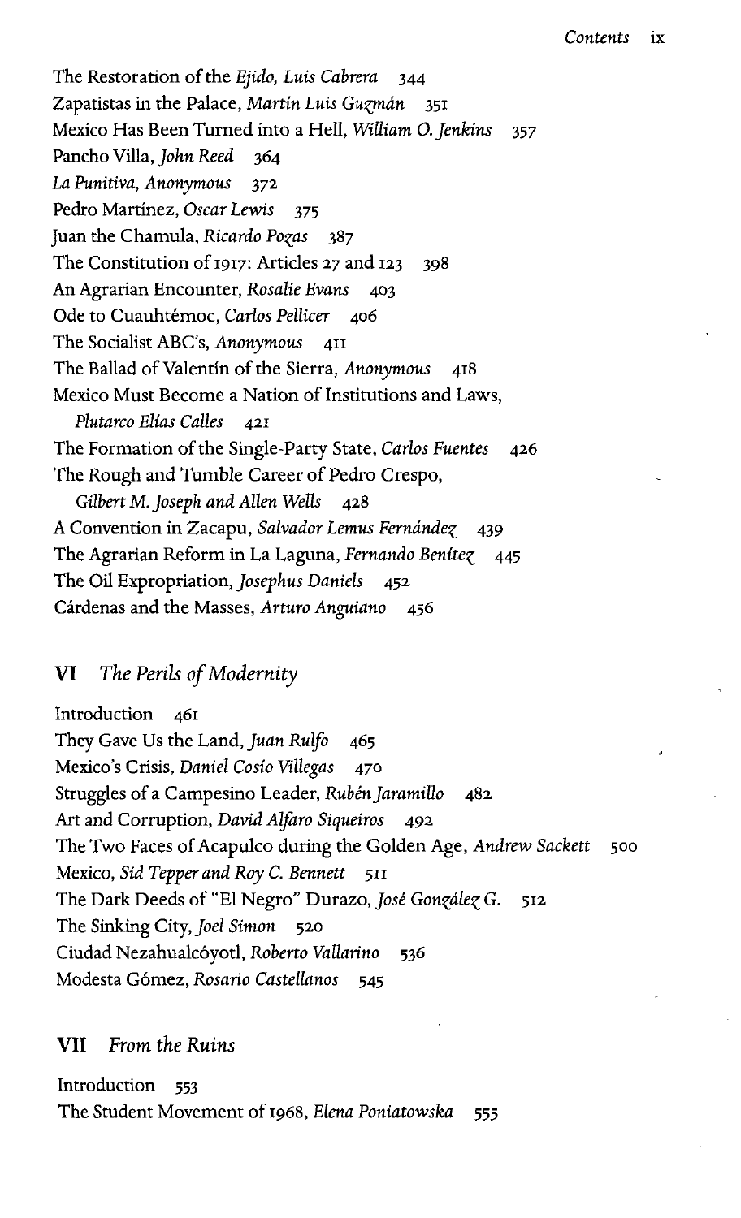The Restoration of the *Ejido*, *Luis Cabrera* 344
Zapatistas in the Palace, *Martín Luis Guzmán* 351
Mexico Has Been Turned into a Hell, *William O. Jenkins* 357
Pancho Villa, *John Reed* 364
*La Punitiva*, *Anonymous* 372
Pedro Martínez, *Oscar Lewis* 375
Juan the Chamula, *Ricardo Pozas* 387
The Constitution of 1917: Articles 27 and 123 398
An Agrarian Encounter, *Rosalie Evans* 403
Ode to Cuauhtémoc, *Carlos Pellicer* 406
The Socialist ABC's, *Anonymous* 411
The Ballad of Valentín of the Sierra, *Anonymous* 418
Mexico Must Become a Nation of Institutions and Laws, *Plutarco Elías Calles* 421
The Formation of the Single-Party State, *Carlos Fuentes* 426
The Rough and Tumble Career of Pedro Crespo, *Gilbert M. Joseph and Allen Wells* 428
A Convention in Zacapu, *Salvador Lemus Fernández* 439
The Agrarian Reform in La Laguna, *Fernando Benítez* 445
The Oil Expropriation, *Josephus Daniels* 452
Cárdenas and the Masses, *Arturo Anguiano* 456

## VI *The Perils of Modernity*

Introduction 461
They Gave Us the Land, *Juan Rulfo* 465
Mexico's Crisis, *Daniel Cosío Villegas* 470
Struggles of a Campesino Leader, *Rubén Jaramillo* 482
Art and Corruption, *David Alfaro Siqueiros* 492
The Two Faces of Acapulco during the Golden Age, *Andrew Sackett* 500
Mexico, *Sid Tepper and Roy C. Bennett* 511
The Dark Deeds of "El Negro" Durazo, *José González G.* 512
The Sinking City, *Joel Simon* 520
Ciudad Nezahualcóyotl, *Roberto Vallarino* 536
Modesta Gómez, *Rosario Castellanos* 545

## VII *From the Ruins*

Introduction 553
The Student Movement of 1968, *Elena Poniatowska* 555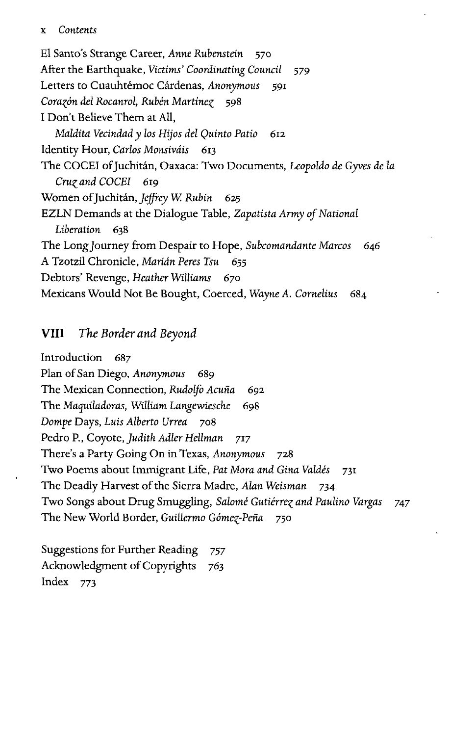El Santo's Strange Career, *Anne Rubenstein* 570
After the Earthquake, *Victims' Coordinating Council* 579
Letters to Cuauhtémoc Cárdenas, *Anonymous* 591
*Corazón del Rocanrol, Rubén Martínez* 598
I Don't Believe Them at All, *Maldita Vecindad y los Hijos del Quinto Patio* 612
Identity Hour, *Carlos Monsiváis* 613
The COCEI of Juchitán, Oaxaca: Two Documents, *Leopoldo de Gyves de la Cruz and COCEI* 619
Women of Juchitán, *Jeffrey W. Rubin* 625
EZLN Demands at the Dialogue Table, *Zapatista Army of National Liberation* 638
The Long Journey from Despair to Hope, *Subcomandante Marcos* 646
A Tzotzil Chronicle, *Marián Peres Tsu* 655
Debtors' Revenge, *Heather Williams* 670
Mexicans Would Not Be Bought, Coerced, *Wayne A. Cornelius* 684

## VIII *The Border and Beyond*

Introduction 687
Plan of San Diego, *Anonymous* 689
The Mexican Connection, *Rudolfo Acuña* 692
The *Maquiladoras, William Langewiesche* 698
*Dompe* Days, *Luis Alberto Urrea* 708
Pedro P., Coyote, *Judith Adler Hellman* 717
There's a Party Going On in Texas, *Anonymous* 728
Two Poems about Immigrant Life, *Pat Mora and Gina Valdés* 731
The Deadly Harvest of the Sierra Madre, *Alan Weisman* 734
Two Songs about Drug Smuggling, *Salomé Gutiérrez and Paulino Vargas* 747
The New World Border, *Guillermo Gómez-Peña* 750

Suggestions for Further Reading 757
Acknowledgment of Copyrights 763
Index 773